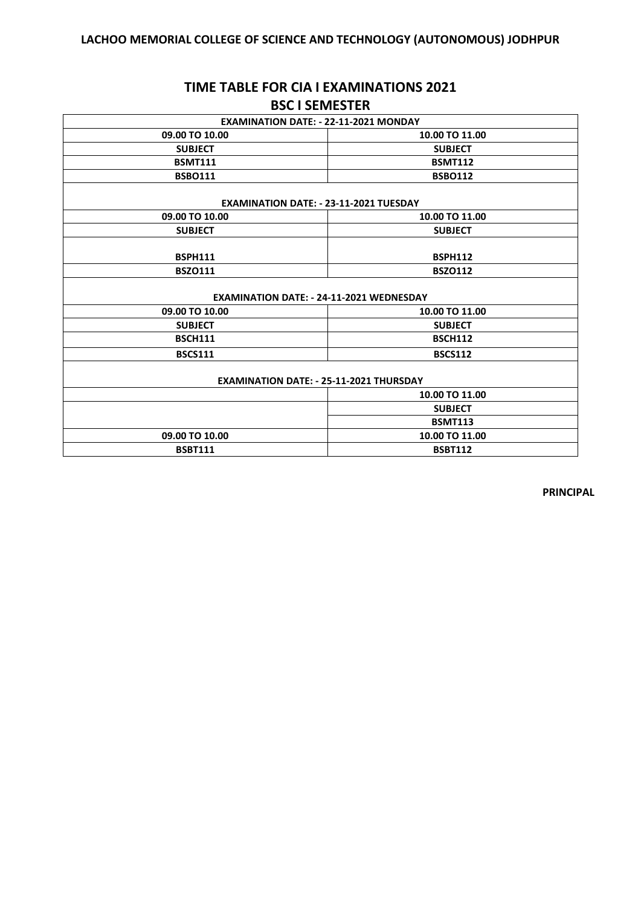**LACHOO MEMORIAL COLLEGE OF SCIENCE AND TECHNOLOGY (AUTONOMOUS) JODHPUR**

# TIME TABLE FOR CIA I EXAMINATIONS 2021

## BSC I SEMESTER

| EXAMINATION DATE: - 22-11-2021 MONDAY | |
|---|---|
| 09.00 TO 10.00 | 10.00 TO 11.00 |
| SUBJECT | SUBJECT |
| BSMT111 | BSMT112 |
| BSBO111 | BSBO112 |
| EXAMINATION DATE: - 23-11-2021 TUESDAY | |
| 09.00 TO 10.00 | 10.00 TO 11.00 |
| SUBJECT | SUBJECT |
| BSPH111 | BSPH112 |
| BSZO111 | BSZO112 |
| EXAMINATION DATE: - 24-11-2021 WEDNESDAY | |
| 09.00 TO 10.00 | 10.00 TO 11.00 |
| SUBJECT | SUBJECT |
| BSCH111 | BSCH112 |
| BSCS111 | BSCS112 |
| EXAMINATION DATE: - 25-11-2021 THURSDAY | |
| | 10.00 TO 11.00 |
| | SUBJECT |
| | BSMT113 |
| 09.00 TO 10.00 | 10.00 TO 11.00 |
| BSBT111 | BSBT112 |

**PRINCIPAL**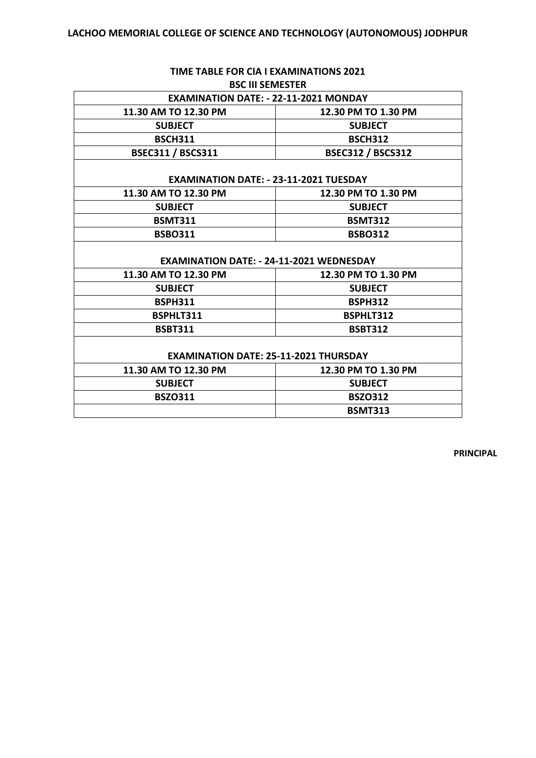## LACHOO MEMORIAL COLLEGE OF SCIENCE AND TECHNOLOGY (AUTONOMOUS) JODHPUR

### TIME TABLE FOR CIA I EXAMINATIONS 2021
### BSC III SEMESTER

| EXAMINATION DATE: - 22-11-2021 MONDAY | |
|---|---|
| **11.30 AM TO 12.30 PM** | **12.30 PM TO 1.30 PM** |
| **SUBJECT** | **SUBJECT** |
| BSCH311 | BSCH312 |
| BSEC311 / BSCS311 | BSEC312 / BSCS312 |

| EXAMINATION DATE: - 23-11-2021 TUESDAY | |
|---|---|
| **11.30 AM TO 12.30 PM** | **12.30 PM TO 1.30 PM** |
| **SUBJECT** | **SUBJECT** |
| BSMT311 | BSMT312 |
| BSBO311 | BSBO312 |

| EXAMINATION DATE: - 24-11-2021 WEDNESDAY | |
|---|---|
| **11.30 AM TO 12.30 PM** | **12.30 PM TO 1.30 PM** |
| **SUBJECT** | **SUBJECT** |
| BSPH311 | BSPH312 |
| BSPHLT311 | BSPHLT312 |
| BSBT311 | BSBT312 |

| EXAMINATION DATE: 25-11-2021 THURSDAY | |
|---|---|
| **11.30 AM TO 12.30 PM** | **12.30 PM TO 1.30 PM** |
| **SUBJECT** | **SUBJECT** |
| BSZO311 | BSZO312 |
| | BSMT313 |

**PRINCIPAL**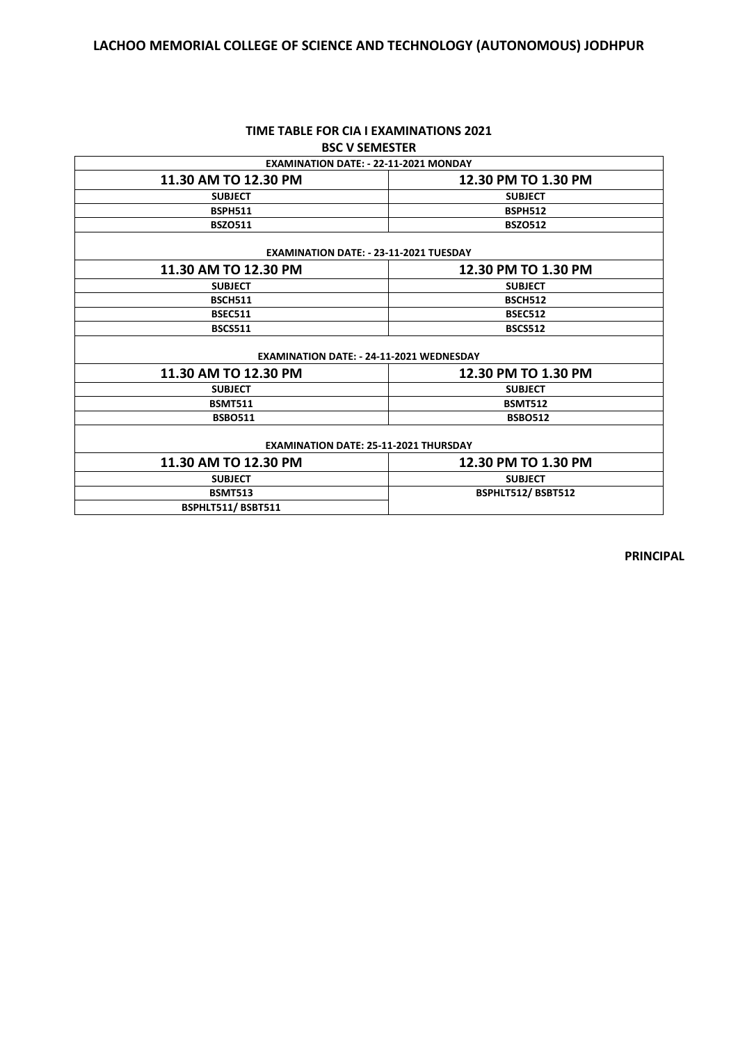# LACHOO MEMORIAL COLLEGE OF SCIENCE AND TECHNOLOGY (AUTONOMOUS) JODHPUR

## TIME TABLE FOR CIA I EXAMINATIONS 2021

### BSC V SEMESTER

| EXAMINATION DATE: - 22-11-2021 MONDAY | |
|---|---|
| **11.30 AM TO 12.30 PM** | **12.30 PM TO 1.30 PM** |
| **SUBJECT** | **SUBJECT** |
| **BSPH511** | **BSPH512** |
| **BSZO511** | **BSZO512** |

| EXAMINATION DATE: - 23-11-2021 TUESDAY | |
|---|---|
| **11.30 AM TO 12.30 PM** | **12.30 PM TO 1.30 PM** |
| **SUBJECT** | **SUBJECT** |
| **BSCH511** | **BSCH512** |
| **BSEC511** | **BSEC512** |
| **BSCS511** | **BSCS512** |

| EXAMINATION DATE: - 24-11-2021 WEDNESDAY | |
|---|---|
| **11.30 AM TO 12.30 PM** | **12.30 PM TO 1.30 PM** |
| **SUBJECT** | **SUBJECT** |
| **BSMT511** | **BSMT512** |
| **BSBO511** | **BSBO512** |

| EXAMINATION DATE: 25-11-2021 THURSDAY | |
|---|---|
| **11.30 AM TO 12.30 PM** | **12.30 PM TO 1.30 PM** |
| **SUBJECT** | **SUBJECT** |
| **BSMT513** | **BSPHLT512/ BSBT512** |
| **BSPHLT511/ BSBT511** | |

**PRINCIPAL**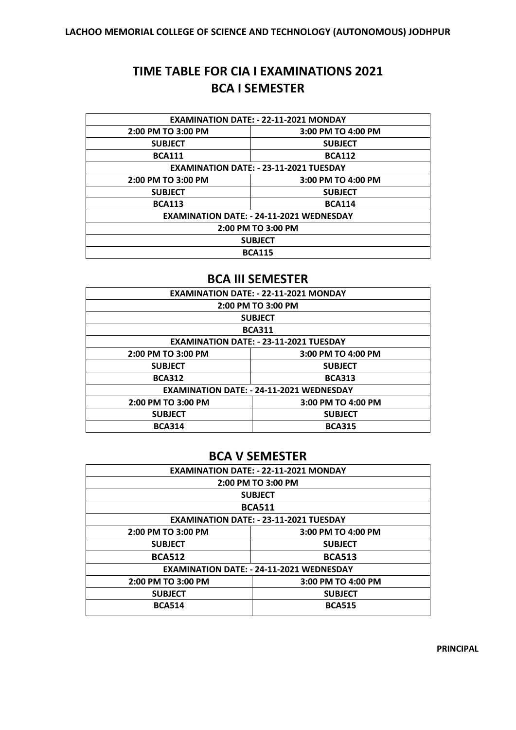**LACHOO MEMORIAL COLLEGE OF SCIENCE AND TECHNOLOGY (AUTONOMOUS) JODHPUR**

# TIME TABLE FOR CIA I EXAMINATIONS 2021

## BCA I SEMESTER

| EXAMINATION DATE: - 22-11-2021 MONDAY | |
|---|---|
| 2:00 PM TO 3:00 PM | 3:00 PM TO 4:00 PM |
| SUBJECT | SUBJECT |
| BCA111 | BCA112 |
| EXAMINATION DATE: - 23-11-2021 TUESDAY | |
| 2:00 PM TO 3:00 PM | 3:00 PM TO 4:00 PM |
| SUBJECT | SUBJECT |
| BCA113 | BCA114 |
| EXAMINATION DATE: - 24-11-2021 WEDNESDAY | |
| 2:00 PM TO 3:00 PM | |
| SUBJECT | |
| BCA115 | |

## BCA III SEMESTER

| EXAMINATION DATE: - 22-11-2021 MONDAY | |
|---|---|
| 2:00 PM TO 3:00 PM | |
| SUBJECT | |
| BCA311 | |
| EXAMINATION DATE: - 23-11-2021 TUESDAY | |
| 2:00 PM TO 3:00 PM | 3:00 PM TO 4:00 PM |
| SUBJECT | SUBJECT |
| BCA312 | BCA313 |
| EXAMINATION DATE: - 24-11-2021 WEDNESDAY | |
| 2:00 PM TO 3:00 PM | 3:00 PM TO 4:00 PM |
| SUBJECT | SUBJECT |
| BCA314 | BCA315 |

## BCA V SEMESTER

| EXAMINATION DATE: - 22-11-2021 MONDAY | |
|---|---|
| 2:00 PM TO 3:00 PM | |
| SUBJECT | |
| BCA511 | |
| EXAMINATION DATE: - 23-11-2021 TUESDAY | |
| 2:00 PM TO 3:00 PM | 3:00 PM TO 4:00 PM |
| SUBJECT | SUBJECT |
| BCA512 | BCA513 |
| EXAMINATION DATE: - 24-11-2021 WEDNESDAY | |
| 2:00 PM TO 3:00 PM | 3:00 PM TO 4:00 PM |
| SUBJECT | SUBJECT |
| BCA514 | BCA515 |

**PRINCIPAL**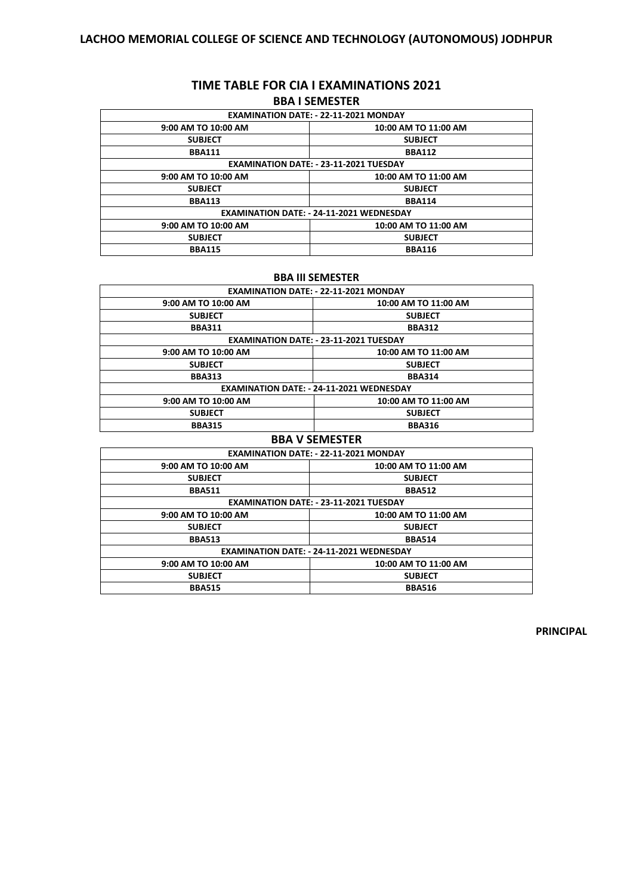## LACHOO MEMORIAL COLLEGE OF SCIENCE AND TECHNOLOGY (AUTONOMOUS) JODHPUR

## TIME TABLE FOR CIA I EXAMINATIONS 2021

### BBA I SEMESTER

| EXAMINATION DATE: - 22-11-2021 MONDAY | |
|---|---|
| 9:00 AM TO 10:00 AM | 10:00 AM TO 11:00 AM |
| SUBJECT | SUBJECT |
| BBA111 | BBA112 |
| EXAMINATION DATE: - 23-11-2021 TUESDAY | |
| 9:00 AM TO 10:00 AM | 10:00 AM TO 11:00 AM |
| SUBJECT | SUBJECT |
| BBA113 | BBA114 |
| EXAMINATION DATE: - 24-11-2021 WEDNESDAY | |
| 9:00 AM TO 10:00 AM | 10:00 AM TO 11:00 AM |
| SUBJECT | SUBJECT |
| BBA115 | BBA116 |

### BBA III SEMESTER

| EXAMINATION DATE: - 22-11-2021 MONDAY | |
|---|---|
| 9:00 AM TO 10:00 AM | 10:00 AM TO 11:00 AM |
| SUBJECT | SUBJECT |
| BBA311 | BBA312 |
| EXAMINATION DATE: - 23-11-2021 TUESDAY | |
| 9:00 AM TO 10:00 AM | 10:00 AM TO 11:00 AM |
| SUBJECT | SUBJECT |
| BBA313 | BBA314 |
| EXAMINATION DATE: - 24-11-2021 WEDNESDAY | |
| 9:00 AM TO 10:00 AM | 10:00 AM TO 11:00 AM |
| SUBJECT | SUBJECT |
| BBA315 | BBA316 |

### BBA V SEMESTER

| EXAMINATION DATE: - 22-11-2021 MONDAY | |
|---|---|
| 9:00 AM TO 10:00 AM | 10:00 AM TO 11:00 AM |
| SUBJECT | SUBJECT |
| BBA511 | BBA512 |
| EXAMINATION DATE: - 23-11-2021 TUESDAY | |
| 9:00 AM TO 10:00 AM | 10:00 AM TO 11:00 AM |
| SUBJECT | SUBJECT |
| BBA513 | BBA514 |
| EXAMINATION DATE: - 24-11-2021 WEDNESDAY | |
| 9:00 AM TO 10:00 AM | 10:00 AM TO 11:00 AM |
| SUBJECT | SUBJECT |
| BBA515 | BBA516 |

**PRINCIPAL**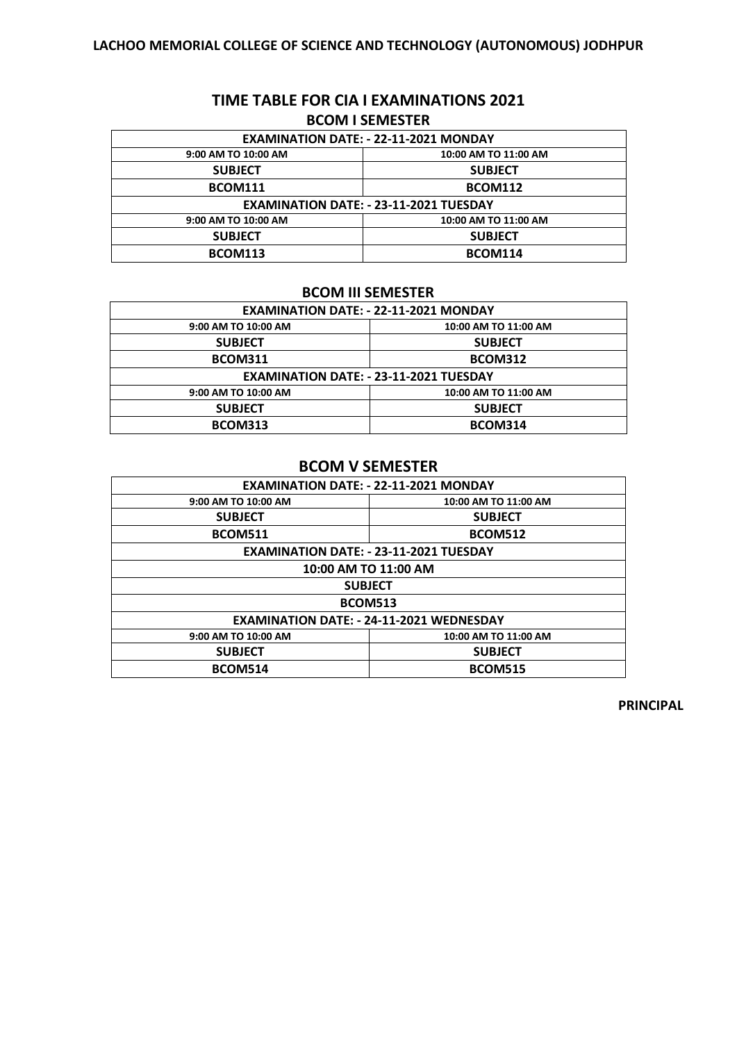**LACHOO MEMORIAL COLLEGE OF SCIENCE AND TECHNOLOGY (AUTONOMOUS) JODHPUR**

## TIME TABLE FOR CIA I EXAMINATIONS 2021

### BCOM I SEMESTER

| EXAMINATION DATE: - 22-11-2021 MONDAY | |
|---|---|
| 9:00 AM TO 10:00 AM | 10:00 AM TO 11:00 AM |
| SUBJECT | SUBJECT |
| BCOM111 | BCOM112 |
| EXAMINATION DATE: - 23-11-2021 TUESDAY | |
| 9:00 AM TO 10:00 AM | 10:00 AM TO 11:00 AM |
| SUBJECT | SUBJECT |
| BCOM113 | BCOM114 |

### BCOM III SEMESTER

| EXAMINATION DATE: - 22-11-2021 MONDAY | |
|---|---|
| 9:00 AM TO 10:00 AM | 10:00 AM TO 11:00 AM |
| SUBJECT | SUBJECT |
| BCOM311 | BCOM312 |
| EXAMINATION DATE: - 23-11-2021 TUESDAY | |
| 9:00 AM TO 10:00 AM | 10:00 AM TO 11:00 AM |
| SUBJECT | SUBJECT |
| BCOM313 | BCOM314 |

### BCOM V SEMESTER

| EXAMINATION DATE: - 22-11-2021 MONDAY | |
|---|---|
| 9:00 AM TO 10:00 AM | 10:00 AM TO 11:00 AM |
| SUBJECT | SUBJECT |
| BCOM511 | BCOM512 |
| EXAMINATION DATE: - 23-11-2021 TUESDAY | |
| 10:00 AM TO 11:00 AM | |
| SUBJECT | |
| BCOM513 | |
| EXAMINATION DATE: - 24-11-2021 WEDNESDAY | |
| 9:00 AM TO 10:00 AM | 10:00 AM TO 11:00 AM |
| SUBJECT | SUBJECT |
| BCOM514 | BCOM515 |

**PRINCIPAL**